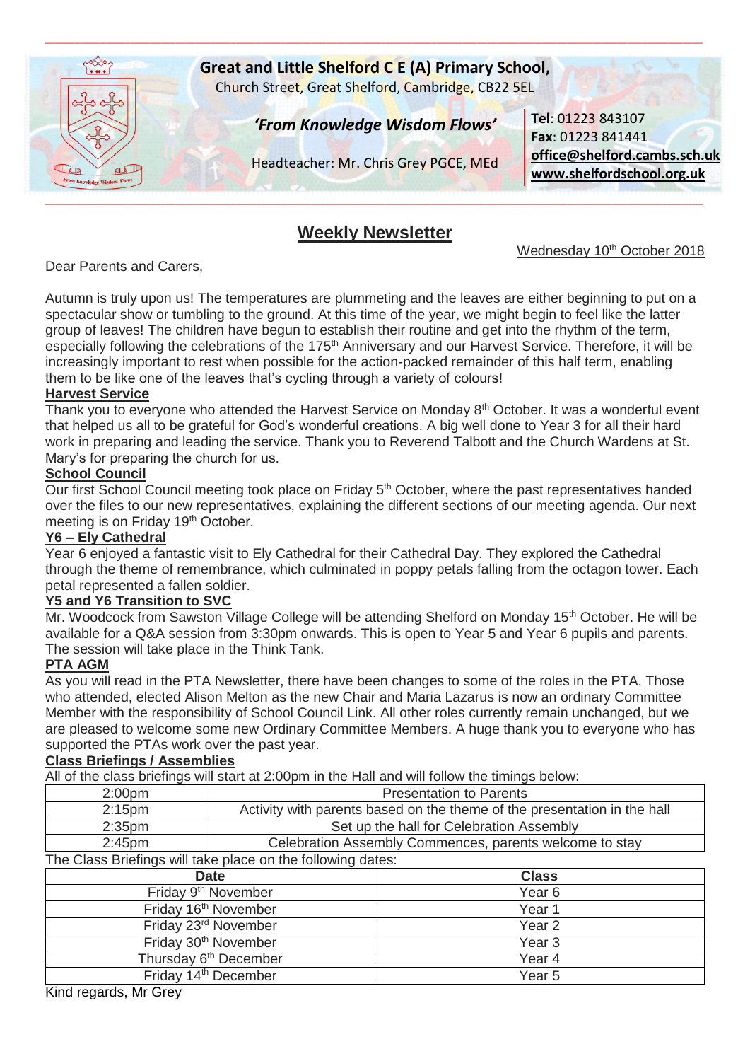**Great and Little Shelford C E (A) Primary School,**
Church Street, Great Shelford, Cambridge, CB22 5EL

*'From Knowledge Wisdom Flows'*

Headteacher: Mr. Chris Grey PGCE, MEd

**Tel**: 01223 843107
**Fax**: 01223 841441
**office@shelford.cambs.sch.uk**
**www.shelfordschool.org.uk**

# Weekly Newsletter

Wednesday 10th October 2018

Dear Parents and Carers,

Autumn is truly upon us! The temperatures are plummeting and the leaves are either beginning to put on a spectacular show or tumbling to the ground. At this time of the year, we might begin to feel like the latter group of leaves! The children have begun to establish their routine and get into the rhythm of the term, especially following the celebrations of the 175th Anniversary and our Harvest Service. Therefore, it will be increasingly important to rest when possible for the action-packed remainder of this half term, enabling them to be like one of the leaves that's cycling through a variety of colours!

**Harvest Service**

Thank you to everyone who attended the Harvest Service on Monday 8th October. It was a wonderful event that helped us all to be grateful for God's wonderful creations. A big well done to Year 3 for all their hard work in preparing and leading the service. Thank you to Reverend Talbott and the Church Wardens at St. Mary's for preparing the church for us.

**School Council**

Our first School Council meeting took place on Friday 5th October, where the past representatives handed over the files to our new representatives, explaining the different sections of our meeting agenda. Our next meeting is on Friday 19th October.

**Y6 – Ely Cathedral**

Year 6 enjoyed a fantastic visit to Ely Cathedral for their Cathedral Day. They explored the Cathedral through the theme of remembrance, which culminated in poppy petals falling from the octagon tower. Each petal represented a fallen soldier.

**Y5 and Y6 Transition to SVC**

Mr. Woodcock from Sawston Village College will be attending Shelford on Monday 15th October. He will be available for a Q&A session from 3:30pm onwards. This is open to Year 5 and Year 6 pupils and parents. The session will take place in the Think Tank.

**PTA AGM**

As you will read in the PTA Newsletter, there have been changes to some of the roles in the PTA. Those who attended, elected Alison Melton as the new Chair and Maria Lazarus is now an ordinary Committee Member with the responsibility of School Council Link. All other roles currently remain unchanged, but we are pleased to welcome some new Ordinary Committee Members. A huge thank you to everyone who has supported the PTAs work over the past year.

**Class Briefings / Assemblies**

All of the class briefings will start at 2:00pm in the Hall and will follow the timings below:

| | |
|---|---|
| 2:00pm | Presentation to Parents |
| 2:15pm | Activity with parents based on the theme of the presentation in the hall |
| 2:35pm | Set up the hall for Celebration Assembly |
| 2:45pm | Celebration Assembly Commences, parents welcome to stay |

The Class Briefings will take place on the following dates:

| Date | Class |
|---|---|
| Friday 9th November | Year 6 |
| Friday 16th November | Year 1 |
| Friday 23rd November | Year 2 |
| Friday 30th November | Year 3 |
| Thursday 6th December | Year 4 |
| Friday 14th December | Year 5 |

Kind regards, Mr Grey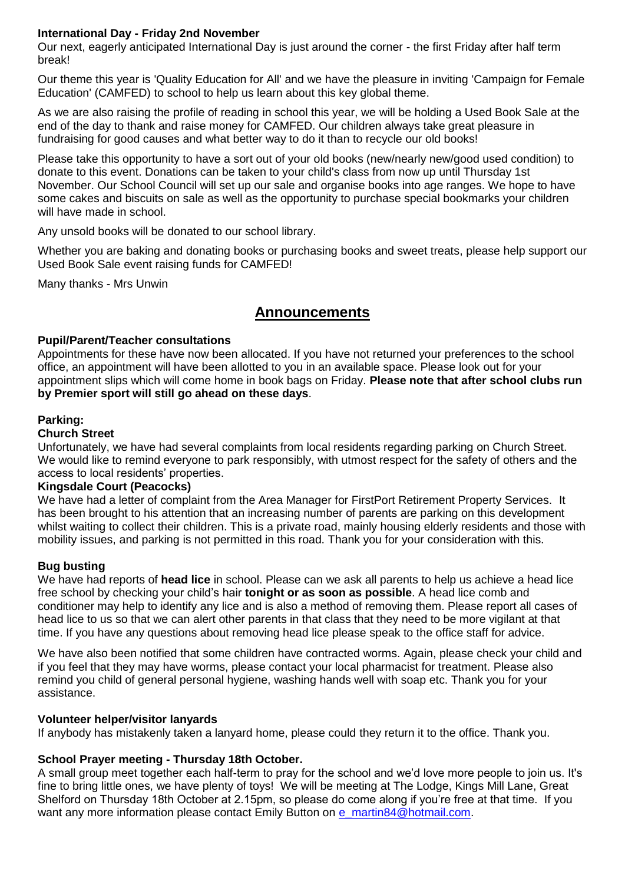**International Day - Friday 2nd November**

Our next, eagerly anticipated International Day is just around the corner - the first Friday after half term break!

Our theme this year is 'Quality Education for All' and we have the pleasure in inviting 'Campaign for Female Education' (CAMFED) to school to help us learn about this key global theme.

As we are also raising the profile of reading in school this year, we will be holding a Used Book Sale at the end of the day to thank and raise money for CAMFED. Our children always take great pleasure in fundraising for good causes and what better way to do it than to recycle our old books!

Please take this opportunity to have a sort out of your old books (new/nearly new/good used condition) to donate to this event. Donations can be taken to your child's class from now up until Thursday 1st November. Our School Council will set up our sale and organise books into age ranges. We hope to have some cakes and biscuits on sale as well as the opportunity to purchase special bookmarks your children will have made in school.

Any unsold books will be donated to our school library.

Whether you are baking and donating books or purchasing books and sweet treats, please help support our Used Book Sale event raising funds for CAMFED!

Many thanks - Mrs Unwin

## Announcements

**Pupil/Parent/Teacher consultations**

Appointments for these have now been allocated. If you have not returned your preferences to the school office, an appointment will have been allotted to you in an available space. Please look out for your appointment slips which will come home in book bags on Friday. **Please note that after school clubs run by Premier sport will still go ahead on these days**.

**Parking:**

**Church Street**

Unfortunately, we have had several complaints from local residents regarding parking on Church Street. We would like to remind everyone to park responsibly, with utmost respect for the safety of others and the access to local residents' properties.

**Kingsdale Court (Peacocks)**

We have had a letter of complaint from the Area Manager for FirstPort Retirement Property Services. It has been brought to his attention that an increasing number of parents are parking on this development whilst waiting to collect their children. This is a private road, mainly housing elderly residents and those with mobility issues, and parking is not permitted in this road. Thank you for your consideration with this.

**Bug busting**

We have had reports of **head lice** in school. Please can we ask all parents to help us achieve a head lice free school by checking your child's hair **tonight or as soon as possible**. A head lice comb and conditioner may help to identify any lice and is also a method of removing them. Please report all cases of head lice to us so that we can alert other parents in that class that they need to be more vigilant at that time. If you have any questions about removing head lice please speak to the office staff for advice.

We have also been notified that some children have contracted worms. Again, please check your child and if you feel that they may have worms, please contact your local pharmacist for treatment. Please also remind you child of general personal hygiene, washing hands well with soap etc. Thank you for your assistance.

**Volunteer helper/visitor lanyards**

If anybody has mistakenly taken a lanyard home, please could they return it to the office. Thank you.

**School Prayer meeting - Thursday 18th October.**

A small group meet together each half-term to pray for the school and we'd love more people to join us. It's fine to bring little ones, we have plenty of toys! We will be meeting at The Lodge, Kings Mill Lane, Great Shelford on Thursday 18th October at 2.15pm, so please do come along if you're free at that time. If you want any more information please contact Emily Button on e_martin84@hotmail.com.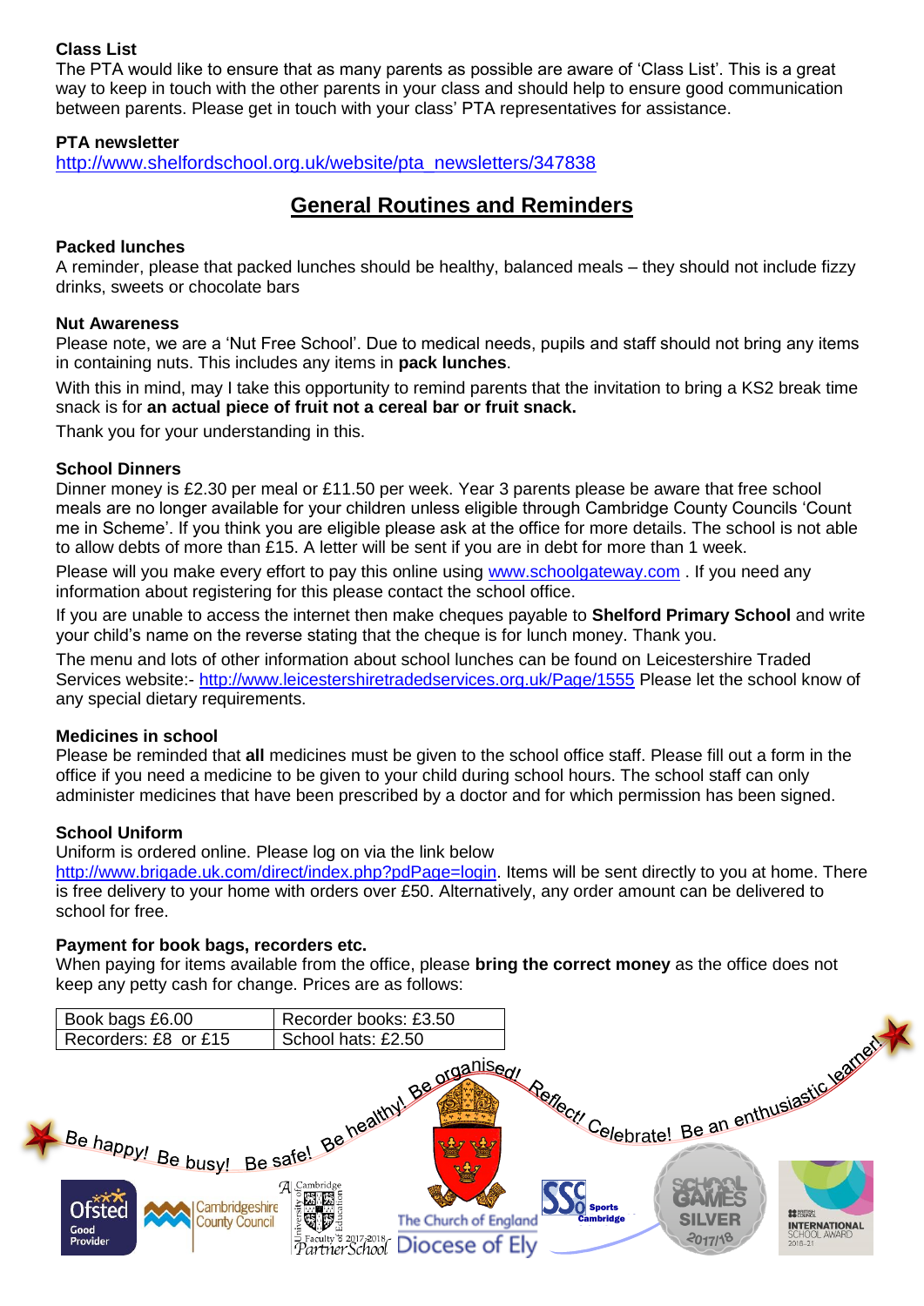**Class List**

The PTA would like to ensure that as many parents as possible are aware of 'Class List'. This is a great way to keep in touch with the other parents in your class and should help to ensure good communication between parents. Please get in touch with your class' PTA representatives for assistance.

**PTA newsletter**

http://www.shelfordschool.org.uk/website/pta_newsletters/347838

## General Routines and Reminders

**Packed lunches**

A reminder, please that packed lunches should be healthy, balanced meals – they should not include fizzy drinks, sweets or chocolate bars

**Nut Awareness**

Please note, we are a 'Nut Free School'. Due to medical needs, pupils and staff should not bring any items in containing nuts. This includes any items in **pack lunches**.

With this in mind, may I take this opportunity to remind parents that the invitation to bring a KS2 break time snack is for **an actual piece of fruit not a cereal bar or fruit snack.**

Thank you for your understanding in this.

**School Dinners**

Dinner money is £2.30 per meal or £11.50 per week. Year 3 parents please be aware that free school meals are no longer available for your children unless eligible through Cambridge County Councils 'Count me in Scheme'. If you think you are eligible please ask at the office for more details. The school is not able to allow debts of more than £15. A letter will be sent if you are in debt for more than 1 week.

Please will you make every effort to pay this online using www.schoolgateway.com . If you need any information about registering for this please contact the school office.

If you are unable to access the internet then make cheques payable to **Shelford Primary School** and write your child's name on the reverse stating that the cheque is for lunch money. Thank you.

The menu and lots of other information about school lunches can be found on Leicestershire Traded Services website:- http://www.leicestershiretradedservices.org.uk/Page/1555 Please let the school know of any special dietary requirements.

**Medicines in school**

Please be reminded that **all** medicines must be given to the school office staff. Please fill out a form in the office if you need a medicine to be given to your child during school hours. The school staff can only administer medicines that have been prescribed by a doctor and for which permission has been signed.

**School Uniform**

Uniform is ordered online. Please log on via the link below

http://www.brigade.uk.com/direct/index.php?pdPage=login. Items will be sent directly to you at home. There is free delivery to your home with orders over £50. Alternatively, any order amount can be delivered to school for free.

**Payment for book bags, recorders etc.**

When paying for items available from the office, please **bring the correct money** as the office does not keep any petty cash for change. Prices are as follows:

| | |
|---|---|
| Book bags £6.00 | Recorder books: £3.50 |
| Recorders: £8 or £15 | School hats: £2.50 |

Be happy! Be busy! Be safe! Be healthy! Be organised! Reflect! Celebrate! Be an enthusiastic learner!